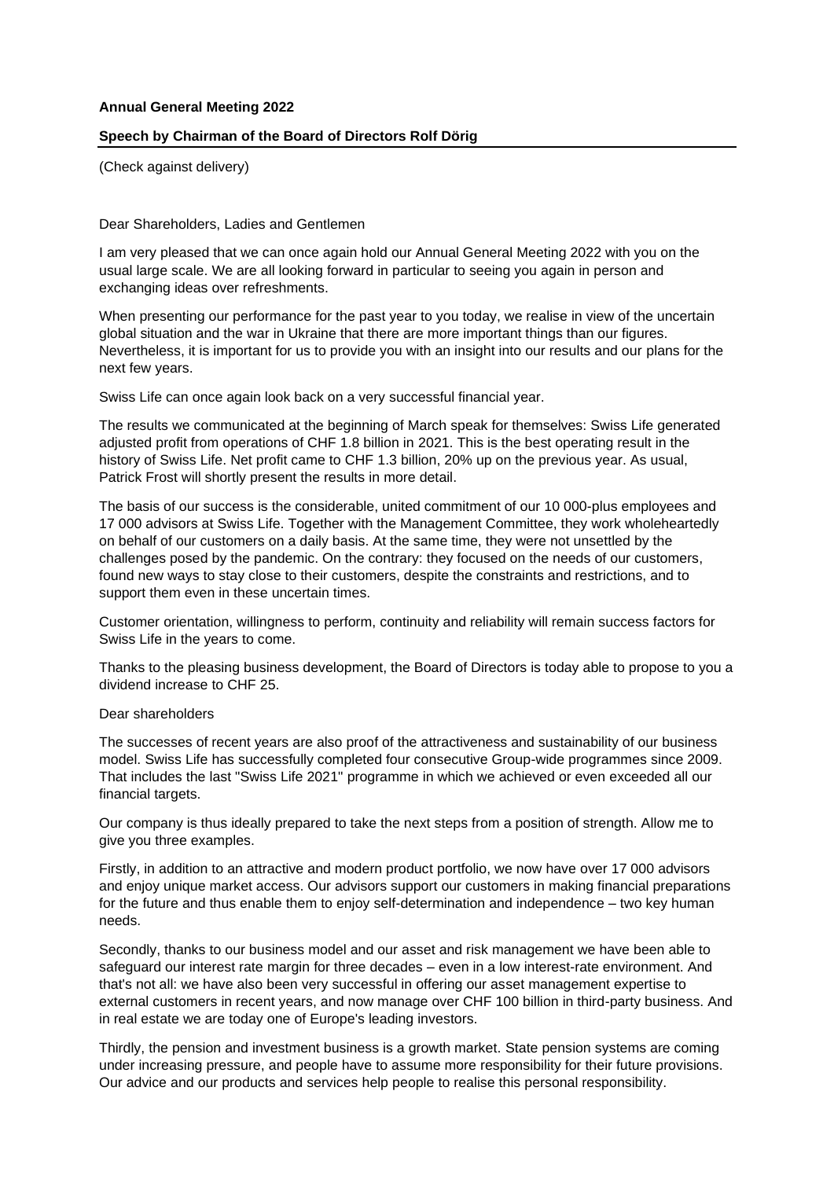**Annual General Meeting 2022**

**Speech by Chairman of the Board of Directors Rolf Dörig**

(Check against delivery)

Dear Shareholders, Ladies and Gentlemen

I am very pleased that we can once again hold our Annual General Meeting 2022 with you on the usual large scale. We are all looking forward in particular to seeing you again in person and exchanging ideas over refreshments.

When presenting our performance for the past year to you today, we realise in view of the uncertain global situation and the war in Ukraine that there are more important things than our figures. Nevertheless, it is important for us to provide you with an insight into our results and our plans for the next few years.

Swiss Life can once again look back on a very successful financial year.

The results we communicated at the beginning of March speak for themselves: Swiss Life generated adjusted profit from operations of CHF 1.8 billion in 2021. This is the best operating result in the history of Swiss Life. Net profit came to CHF 1.3 billion, 20% up on the previous year. As usual, Patrick Frost will shortly present the results in more detail.

The basis of our success is the considerable, united commitment of our 10 000-plus employees and 17 000 advisors at Swiss Life. Together with the Management Committee, they work wholeheartedly on behalf of our customers on a daily basis. At the same time, they were not unsettled by the challenges posed by the pandemic. On the contrary: they focused on the needs of our customers, found new ways to stay close to their customers, despite the constraints and restrictions, and to support them even in these uncertain times.

Customer orientation, willingness to perform, continuity and reliability will remain success factors for Swiss Life in the years to come.

Thanks to the pleasing business development, the Board of Directors is today able to propose to you a dividend increase to CHF 25.

Dear shareholders

The successes of recent years are also proof of the attractiveness and sustainability of our business model. Swiss Life has successfully completed four consecutive Group-wide programmes since 2009. That includes the last "Swiss Life 2021" programme in which we achieved or even exceeded all our financial targets.

Our company is thus ideally prepared to take the next steps from a position of strength. Allow me to give you three examples.

Firstly, in addition to an attractive and modern product portfolio, we now have over 17 000 advisors and enjoy unique market access. Our advisors support our customers in making financial preparations for the future and thus enable them to enjoy self-determination and independence – two key human needs.

Secondly, thanks to our business model and our asset and risk management we have been able to safeguard our interest rate margin for three decades – even in a low interest-rate environment. And that's not all: we have also been very successful in offering our asset management expertise to external customers in recent years, and now manage over CHF 100 billion in third-party business. And in real estate we are today one of Europe's leading investors.

Thirdly, the pension and investment business is a growth market. State pension systems are coming under increasing pressure, and people have to assume more responsibility for their future provisions. Our advice and our products and services help people to realise this personal responsibility.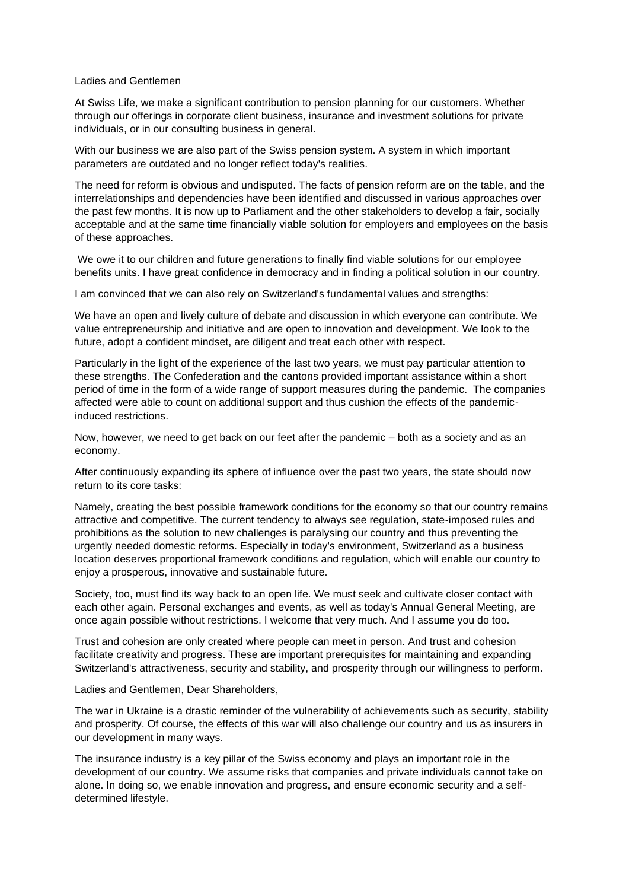Ladies and Gentlemen

At Swiss Life, we make a significant contribution to pension planning for our customers. Whether through our offerings in corporate client business, insurance and investment solutions for private individuals, or in our consulting business in general.

With our business we are also part of the Swiss pension system. A system in which important parameters are outdated and no longer reflect today's realities.

The need for reform is obvious and undisputed. The facts of pension reform are on the table, and the interrelationships and dependencies have been identified and discussed in various approaches over the past few months. It is now up to Parliament and the other stakeholders to develop a fair, socially acceptable and at the same time financially viable solution for employers and employees on the basis of these approaches.

We owe it to our children and future generations to finally find viable solutions for our employee benefits units. I have great confidence in democracy and in finding a political solution in our country.

I am convinced that we can also rely on Switzerland's fundamental values and strengths:

We have an open and lively culture of debate and discussion in which everyone can contribute. We value entrepreneurship and initiative and are open to innovation and development. We look to the future, adopt a confident mindset, are diligent and treat each other with respect.

Particularly in the light of the experience of the last two years, we must pay particular attention to these strengths. The Confederation and the cantons provided important assistance within a short period of time in the form of a wide range of support measures during the pandemic. The companies affected were able to count on additional support and thus cushion the effects of the pandemic-induced restrictions.

Now, however, we need to get back on our feet after the pandemic – both as a society and as an economy.

After continuously expanding its sphere of influence over the past two years, the state should now return to its core tasks:

Namely, creating the best possible framework conditions for the economy so that our country remains attractive and competitive. The current tendency to always see regulation, state-imposed rules and prohibitions as the solution to new challenges is paralysing our country and thus preventing the urgently needed domestic reforms. Especially in today's environment, Switzerland as a business location deserves proportional framework conditions and regulation, which will enable our country to enjoy a prosperous, innovative and sustainable future.

Society, too, must find its way back to an open life. We must seek and cultivate closer contact with each other again. Personal exchanges and events, as well as today's Annual General Meeting, are once again possible without restrictions. I welcome that very much. And I assume you do too.

Trust and cohesion are only created where people can meet in person. And trust and cohesion facilitate creativity and progress. These are important prerequisites for maintaining and expanding Switzerland's attractiveness, security and stability, and prosperity through our willingness to perform.

Ladies and Gentlemen, Dear Shareholders,

The war in Ukraine is a drastic reminder of the vulnerability of achievements such as security, stability and prosperity. Of course, the effects of this war will also challenge our country and us as insurers in our development in many ways.

The insurance industry is a key pillar of the Swiss economy and plays an important role in the development of our country. We assume risks that companies and private individuals cannot take on alone. In doing so, we enable innovation and progress, and ensure economic security and a self-determined lifestyle.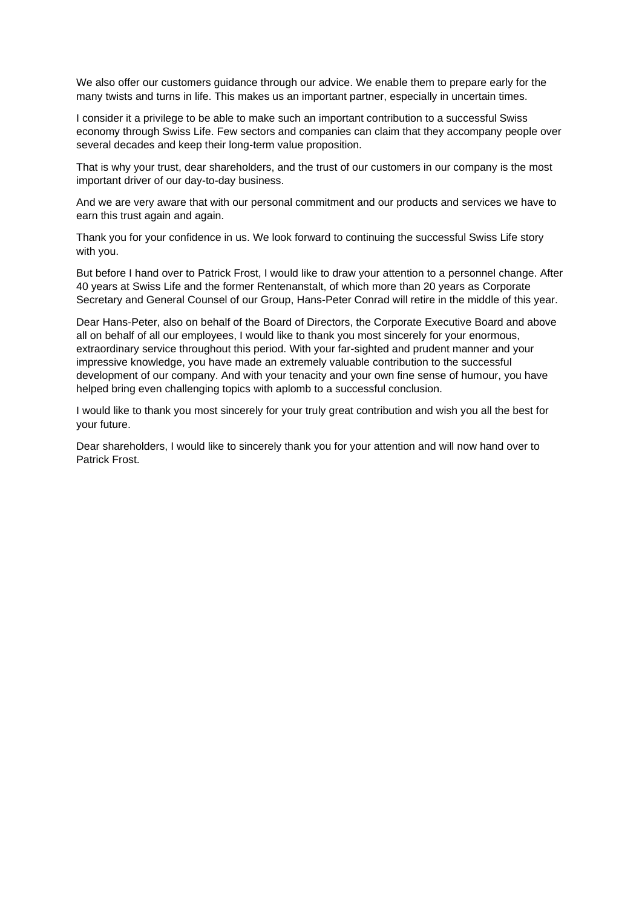We also offer our customers guidance through our advice. We enable them to prepare early for the many twists and turns in life. This makes us an important partner, especially in uncertain times.

I consider it a privilege to be able to make such an important contribution to a successful Swiss economy through Swiss Life. Few sectors and companies can claim that they accompany people over several decades and keep their long-term value proposition.

That is why your trust, dear shareholders, and the trust of our customers in our company is the most important driver of our day-to-day business.

And we are very aware that with our personal commitment and our products and services we have to earn this trust again and again.

Thank you for your confidence in us. We look forward to continuing the successful Swiss Life story with you.

But before I hand over to Patrick Frost, I would like to draw your attention to a personnel change. After 40 years at Swiss Life and the former Rentenanstalt, of which more than 20 years as Corporate Secretary and General Counsel of our Group, Hans-Peter Conrad will retire in the middle of this year.

Dear Hans-Peter, also on behalf of the Board of Directors, the Corporate Executive Board and above all on behalf of all our employees, I would like to thank you most sincerely for your enormous, extraordinary service throughout this period. With your far-sighted and prudent manner and your impressive knowledge, you have made an extremely valuable contribution to the successful development of our company. And with your tenacity and your own fine sense of humour, you have helped bring even challenging topics with aplomb to a successful conclusion.

I would like to thank you most sincerely for your truly great contribution and wish you all the best for your future.

Dear shareholders, I would like to sincerely thank you for your attention and will now hand over to Patrick Frost.